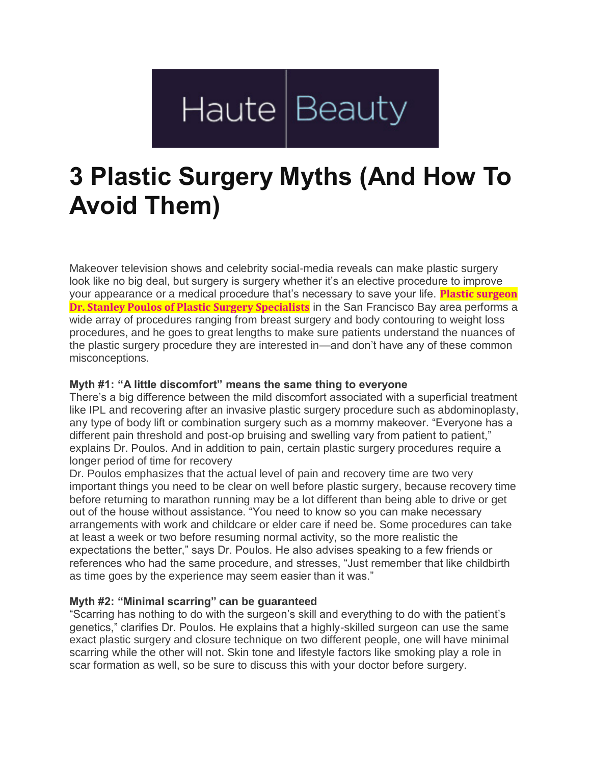Haute Beauty

# 3 Plastic Surgery Myths (And How To Avoid Them)

Makeover television shows and celebrity social-media reveals can make plastic surgery look like no big deal, but surgery is surgery whether it's an elective procedure to improve your appearance or a medical procedure that's necessary to save your life. **Plastic surgeon Dr. Stanley Poulos of Plastic Surgery Specialists** in the San Francisco Bay area performs a wide array of procedures ranging from breast surgery and body contouring to weight loss procedures, and he goes to great lengths to make sure patients understand the nuances of the plastic surgery procedure they are interested in—and don't have any of these common misconceptions.

**Myth #1: "A little discomfort" means the same thing to everyone**

There's a big difference between the mild discomfort associated with a superficial treatment like IPL and recovering after an invasive plastic surgery procedure such as abdominoplasty, any type of body lift or combination surgery such as a mommy makeover. "Everyone has a different pain threshold and post-op bruising and swelling vary from patient to patient," explains Dr. Poulos. And in addition to pain, certain plastic surgery procedures require a longer period of time for recovery

Dr. Poulos emphasizes that the actual level of pain and recovery time are two very important things you need to be clear on well before plastic surgery, because recovery time before returning to marathon running may be a lot different than being able to drive or get out of the house without assistance. "You need to know so you can make necessary arrangements with work and childcare or elder care if need be. Some procedures can take at least a week or two before resuming normal activity, so the more realistic the expectations the better," says Dr. Poulos. He also advises speaking to a few friends or references who had the same procedure, and stresses, "Just remember that like childbirth as time goes by the experience may seem easier than it was."

**Myth #2: "Minimal scarring" can be guaranteed**

"Scarring has nothing to do with the surgeon's skill and everything to do with the patient's genetics," clarifies Dr. Poulos. He explains that a highly-skilled surgeon can use the same exact plastic surgery and closure technique on two different people, one will have minimal scarring while the other will not. Skin tone and lifestyle factors like smoking play a role in scar formation as well, so be sure to discuss this with your doctor before surgery.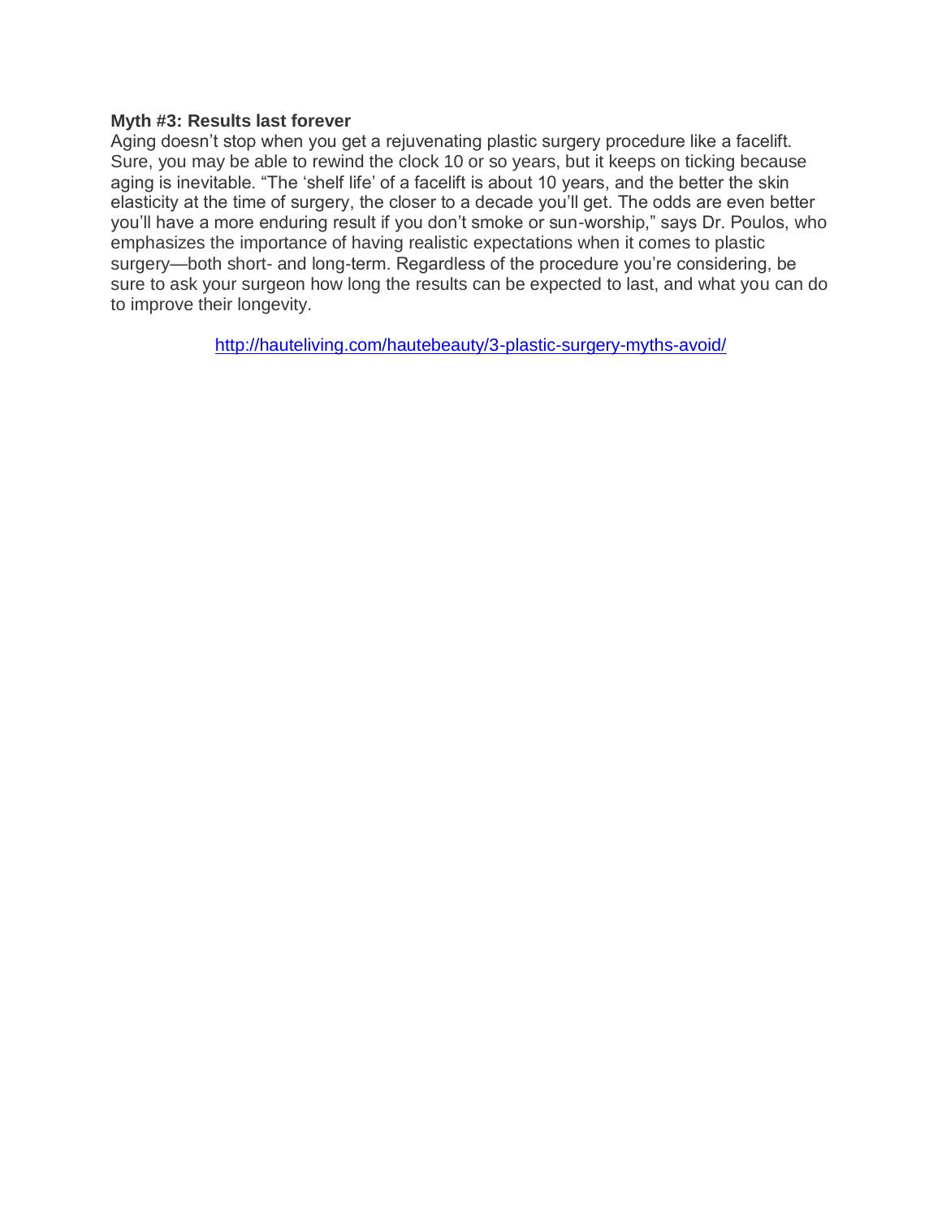**Myth #3: Results last forever**

Aging doesn't stop when you get a rejuvenating plastic surgery procedure like a facelift. Sure, you may be able to rewind the clock 10 or so years, but it keeps on ticking because aging is inevitable. "The 'shelf life' of a facelift is about 10 years, and the better the skin elasticity at the time of surgery, the closer to a decade you'll get. The odds are even better you'll have a more enduring result if you don't smoke or sun-worship," says Dr. Poulos, who emphasizes the importance of having realistic expectations when it comes to plastic surgery—both short- and long-term. Regardless of the procedure you're considering, be sure to ask your surgeon how long the results can be expected to last, and what you can do to improve their longevity.

http://hauteliving.com/hautebeauty/3-plastic-surgery-myths-avoid/